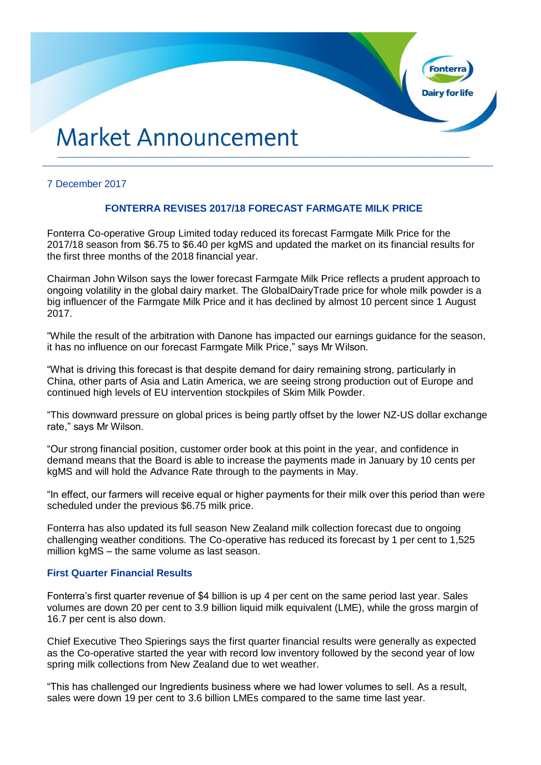# Market Announcement

7 December 2017

## FONTERRA REVISES 2017/18 FORECAST FARMGATE MILK PRICE

Fonterra Co-operative Group Limited today reduced its forecast Farmgate Milk Price for the 2017/18 season from $6.75 to $6.40 per kgMS and updated the market on its financial results for the first three months of the 2018 financial year.

Chairman John Wilson says the lower forecast Farmgate Milk Price reflects a prudent approach to ongoing volatility in the global dairy market. The GlobalDairyTrade price for whole milk powder is a big influencer of the Farmgate Milk Price and it has declined by almost 10 percent since 1 August 2017.

"While the result of the arbitration with Danone has impacted our earnings guidance for the season, it has no influence on our forecast Farmgate Milk Price," says Mr Wilson.

"What is driving this forecast is that despite demand for dairy remaining strong, particularly in China, other parts of Asia and Latin America, we are seeing strong production out of Europe and continued high levels of EU intervention stockpiles of Skim Milk Powder.

"This downward pressure on global prices is being partly offset by the lower NZ-US dollar exchange rate," says Mr Wilson.

"Our strong financial position, customer order book at this point in the year, and confidence in demand means that the Board is able to increase the payments made in January by 10 cents per kgMS and will hold the Advance Rate through to the payments in May.

"In effect, our farmers will receive equal or higher payments for their milk over this period than were scheduled under the previous $6.75 milk price.

Fonterra has also updated its full season New Zealand milk collection forecast due to ongoing challenging weather conditions. The Co-operative has reduced its forecast by 1 per cent to 1,525 million kgMS – the same volume as last season.

### First Quarter Financial Results

Fonterra's first quarter revenue of $4 billion is up 4 per cent on the same period last year. Sales volumes are down 20 per cent to 3.9 billion liquid milk equivalent (LME), while the gross margin of 16.7 per cent is also down.

Chief Executive Theo Spierings says the first quarter financial results were generally as expected as the Co-operative started the year with record low inventory followed by the second year of low spring milk collections from New Zealand due to wet weather.

"This has challenged our Ingredients business where we had lower volumes to sell. As a result, sales were down 19 per cent to 3.6 billion LMEs compared to the same time last year.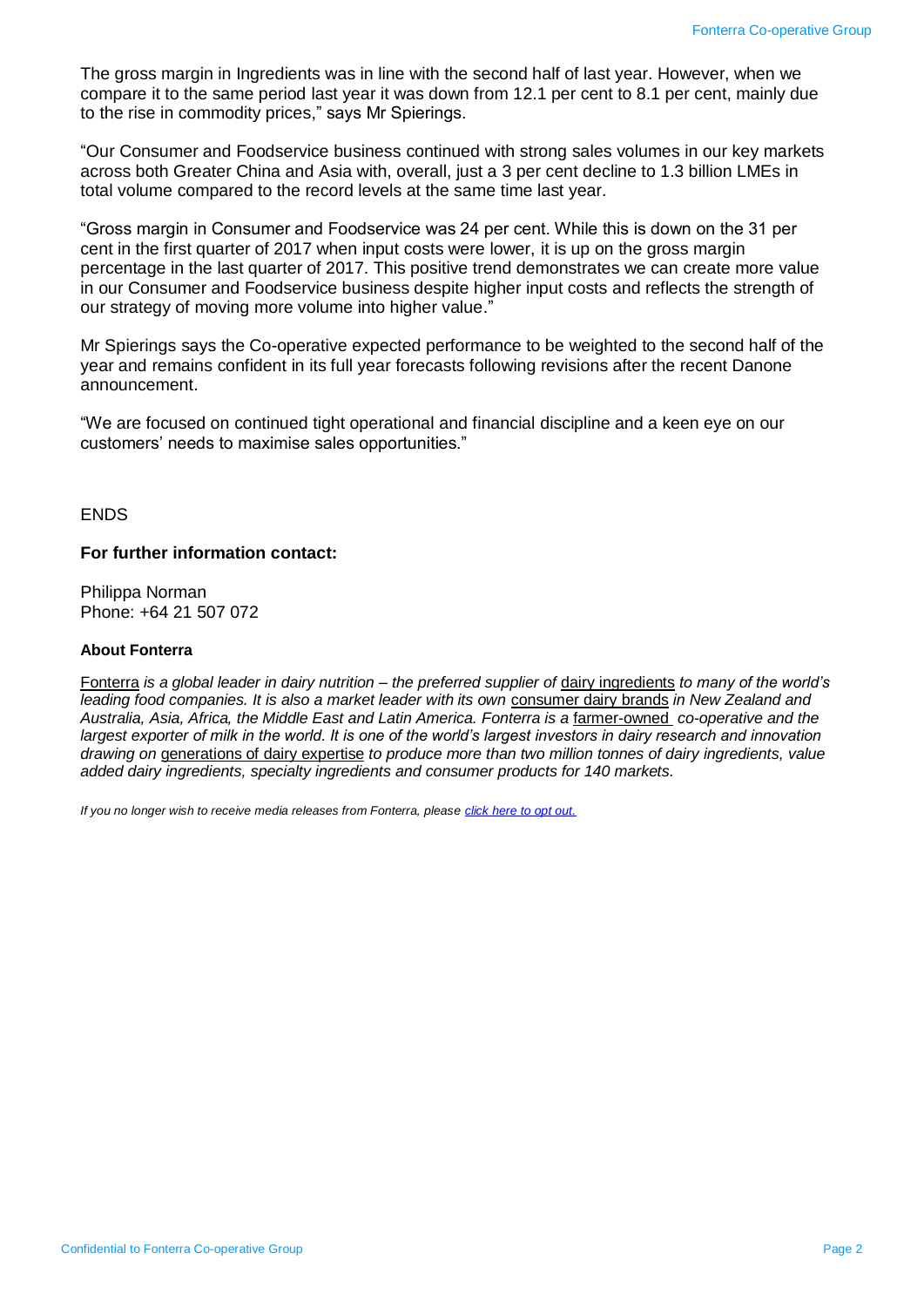The gross margin in Ingredients was in line with the second half of last year. However, when we compare it to the same period last year it was down from 12.1 per cent to 8.1 per cent, mainly due to the rise in commodity prices," says Mr Spierings.

"Our Consumer and Foodservice business continued with strong sales volumes in our key markets across both Greater China and Asia with, overall, just a 3 per cent decline to 1.3 billion LMEs in total volume compared to the record levels at the same time last year.

"Gross margin in Consumer and Foodservice was 24 per cent. While this is down on the 31 per cent in the first quarter of 2017 when input costs were lower, it is up on the gross margin percentage in the last quarter of 2017. This positive trend demonstrates we can create more value in our Consumer and Foodservice business despite higher input costs and reflects the strength of our strategy of moving more volume into higher value."

Mr Spierings says the Co-operative expected performance to be weighted to the second half of the year and remains confident in its full year forecasts following revisions after the recent Danone announcement.

"We are focused on continued tight operational and financial discipline and a keen eye on our customers' needs to maximise sales opportunities."

ENDS

**For further information contact:**

Philippa Norman
Phone: +64 21 507 072

**About Fonterra**

*Fonterra is a global leader in dairy nutrition – the preferred supplier of dairy ingredients to many of the world's leading food companies. It is also a market leader with its own consumer dairy brands in New Zealand and Australia, Asia, Africa, the Middle East and Latin America. Fonterra is a farmer-owned co-operative and the largest exporter of milk in the world. It is one of the world's largest investors in dairy research and innovation drawing on generations of dairy expertise to produce more than two million tonnes of dairy ingredients, value added dairy ingredients, specialty ingredients and consumer products for 140 markets.*

*If you no longer wish to receive media releases from Fonterra, please click here to opt out.*